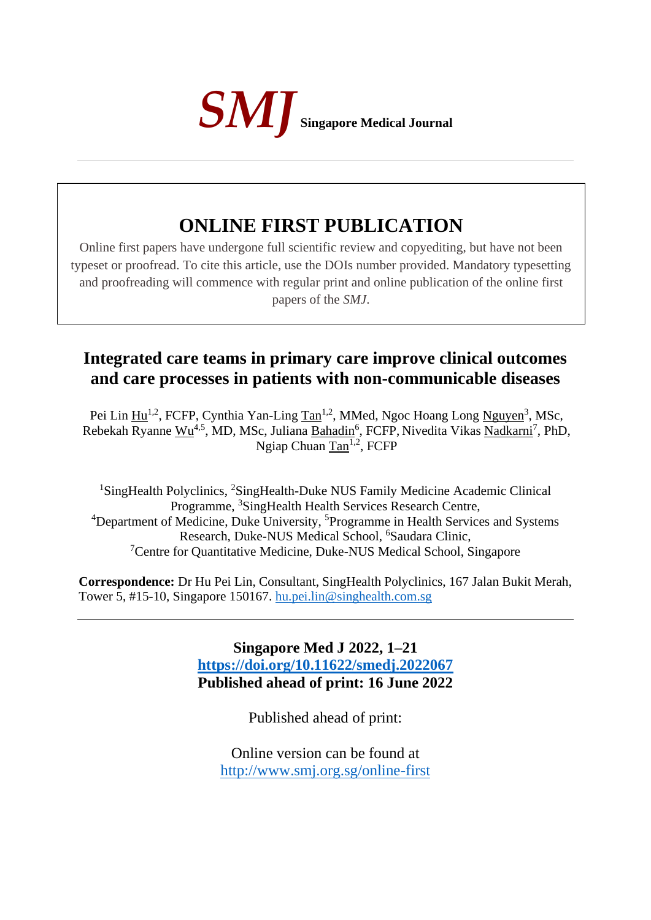**SMJ** Singapore Medical Journal

# ONLINE FIRST PUBLICATION

Online first papers have undergone full scientific review and copyediting, but have not been typeset or proofread. To cite this article, use the DOIs number provided. Mandatory typesetting and proofreading will commence with regular print and online publication of the online first papers of the *SMJ*.

## Integrated care teams in primary care improve clinical outcomes and care processes in patients with non-communicable diseases

Pei Lin Hu[1,2], FCFP, Cynthia Yan-Ling Tan[1,2], MMed, Ngoc Hoang Long Nguyen[3], MSc, Rebekah Ryanne Wu[4,5], MD, MSc, Juliana Bahadin[6], FCFP, Nivedita Vikas Nadkarni[7], PhD, Ngiap Chuan Tan[1,2], FCFP

[1]SingHealth Polyclinics, [2]SingHealth-Duke NUS Family Medicine Academic Clinical Programme, [3]SingHealth Health Services Research Centre, [4]Department of Medicine, Duke University, [5]Programme in Health Services and Systems Research, Duke-NUS Medical School, [6]Saudara Clinic, [7]Centre for Quantitative Medicine, Duke-NUS Medical School, Singapore

**Correspondence:** Dr Hu Pei Lin, Consultant, SingHealth Polyclinics, 167 Jalan Bukit Merah, Tower 5, #15-10, Singapore 150167. hu.pei.lin@singhealth.com.sg

---

**Singapore Med J 2022, 1–21**
**https://doi.org/10.11622/smedj.2022067**
**Published ahead of print: 16 June 2022**

Published ahead of print:

Online version can be found at
http://www.smj.org.sg/online-first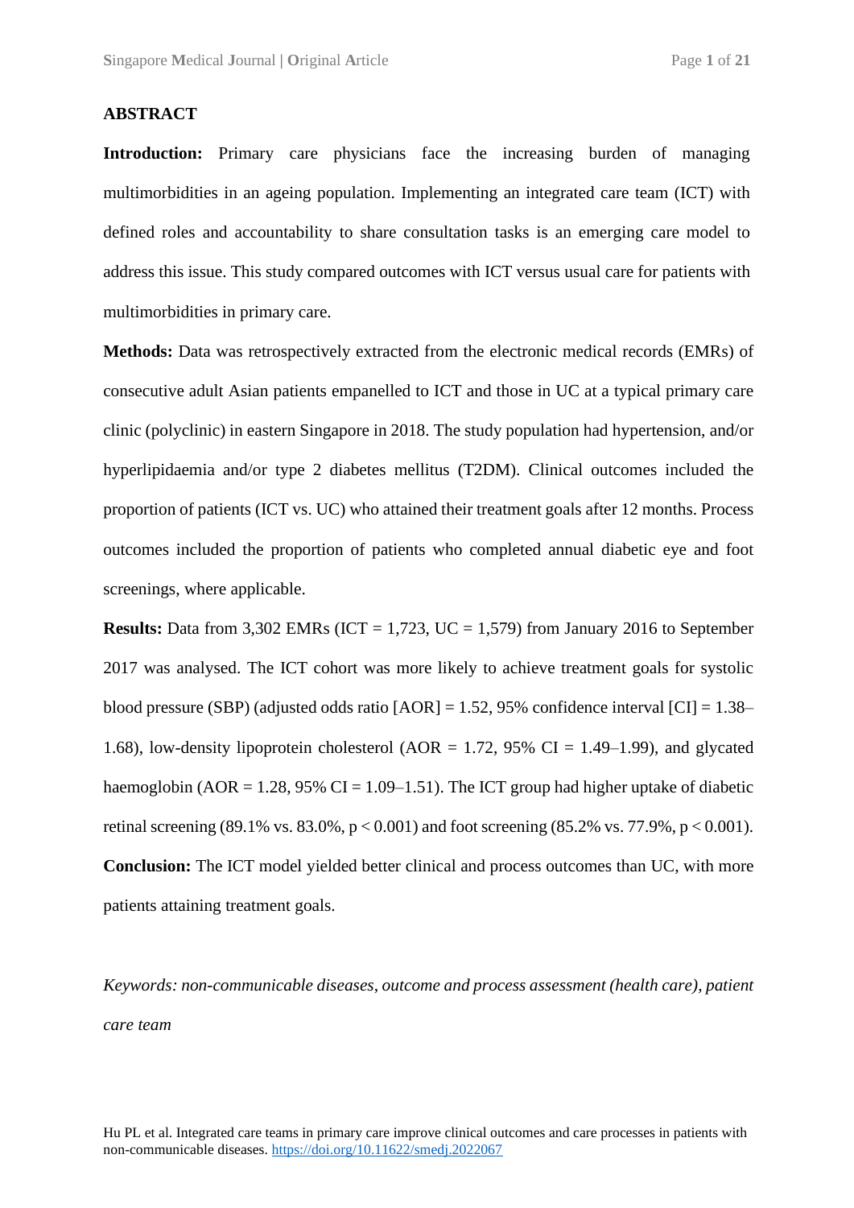## ABSTRACT

**Introduction:** Primary care physicians face the increasing burden of managing multimorbidities in an ageing population. Implementing an integrated care team (ICT) with defined roles and accountability to share consultation tasks is an emerging care model to address this issue. This study compared outcomes with ICT versus usual care for patients with multimorbidities in primary care.

**Methods:** Data was retrospectively extracted from the electronic medical records (EMRs) of consecutive adult Asian patients empanelled to ICT and those in UC at a typical primary care clinic (polyclinic) in eastern Singapore in 2018. The study population had hypertension, and/or hyperlipidaemia and/or type 2 diabetes mellitus (T2DM). Clinical outcomes included the proportion of patients (ICT vs. UC) who attained their treatment goals after 12 months. Process outcomes included the proportion of patients who completed annual diabetic eye and foot screenings, where applicable.

**Results:** Data from 3,302 EMRs (ICT = 1,723, UC = 1,579) from January 2016 to September 2017 was analysed. The ICT cohort was more likely to achieve treatment goals for systolic blood pressure (SBP) (adjusted odds ratio [AOR] = 1.52, 95% confidence interval [CI] = 1.38–1.68), low-density lipoprotein cholesterol (AOR = 1.72, 95% CI = 1.49–1.99), and glycated haemoglobin (AOR = 1.28, 95% CI = 1.09–1.51). The ICT group had higher uptake of diabetic retinal screening (89.1% vs. 83.0%, $p < 0.001$) and foot screening (85.2% vs. 77.9%, $p < 0.001$).

**Conclusion:** The ICT model yielded better clinical and process outcomes than UC, with more patients attaining treatment goals.

*Keywords: non-communicable diseases, outcome and process assessment (health care), patient care team*

Hu PL et al. Integrated care teams in primary care improve clinical outcomes and care processes in patients with non-communicable diseases. https://doi.org/10.11622/smedj.2022067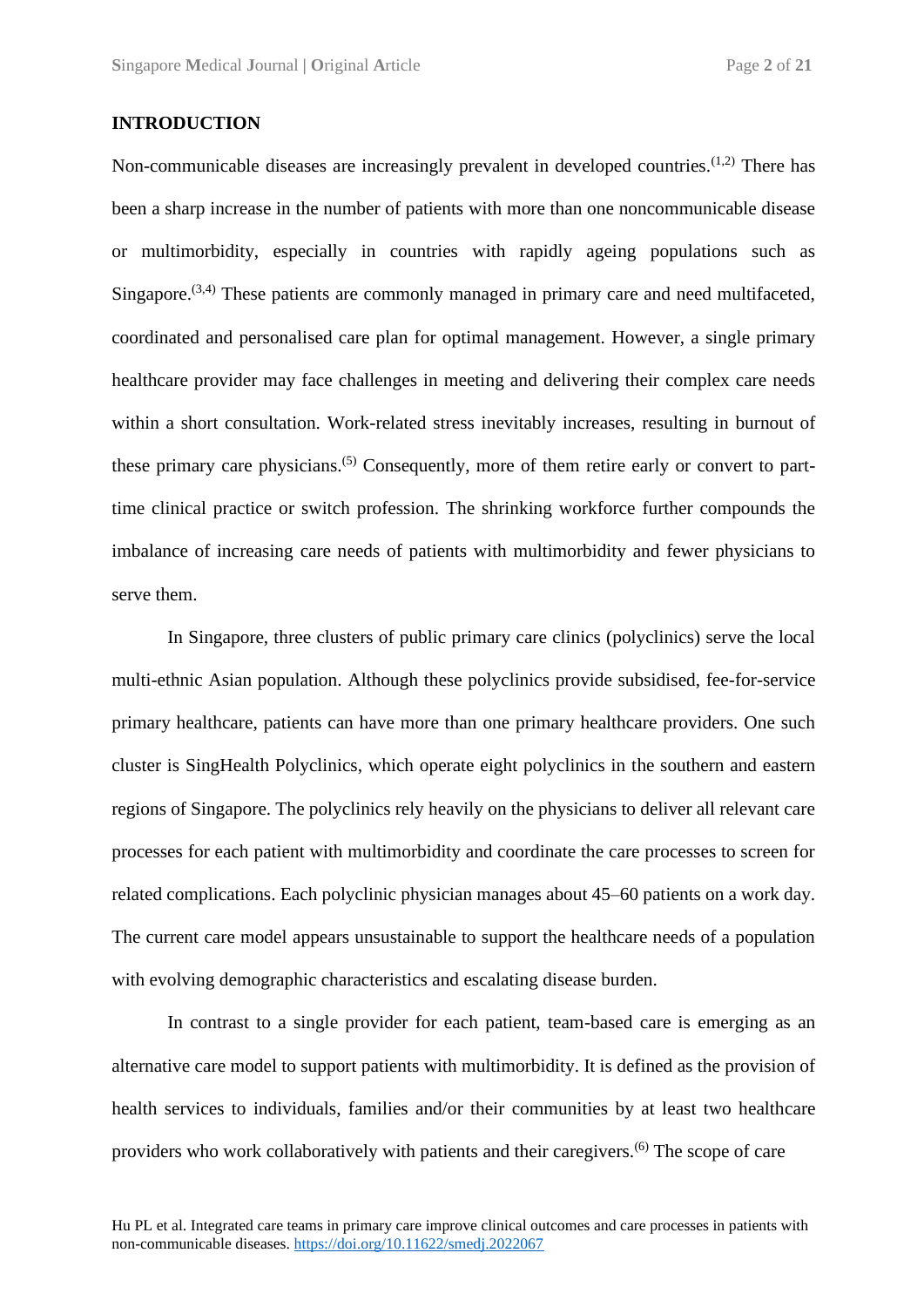## INTRODUCTION

Non-communicable diseases are increasingly prevalent in developed countries.[1,2] There has been a sharp increase in the number of patients with more than one noncommunicable disease or multimorbidity, especially in countries with rapidly ageing populations such as Singapore.[3,4] These patients are commonly managed in primary care and need multifaceted, coordinated and personalised care plan for optimal management. However, a single primary healthcare provider may face challenges in meeting and delivering their complex care needs within a short consultation. Work-related stress inevitably increases, resulting in burnout of these primary care physicians.[5] Consequently, more of them retire early or convert to part-time clinical practice or switch profession. The shrinking workforce further compounds the imbalance of increasing care needs of patients with multimorbidity and fewer physicians to serve them.

In Singapore, three clusters of public primary care clinics (polyclinics) serve the local multi-ethnic Asian population. Although these polyclinics provide subsidised, fee-for-service primary healthcare, patients can have more than one primary healthcare providers. One such cluster is SingHealth Polyclinics, which operate eight polyclinics in the southern and eastern regions of Singapore. The polyclinics rely heavily on the physicians to deliver all relevant care processes for each patient with multimorbidity and coordinate the care processes to screen for related complications. Each polyclinic physician manages about 45–60 patients on a work day. The current care model appears unsustainable to support the healthcare needs of a population with evolving demographic characteristics and escalating disease burden.

In contrast to a single provider for each patient, team-based care is emerging as an alternative care model to support patients with multimorbidity. It is defined as the provision of health services to individuals, families and/or their communities by at least two healthcare providers who work collaboratively with patients and their caregivers.[6] The scope of care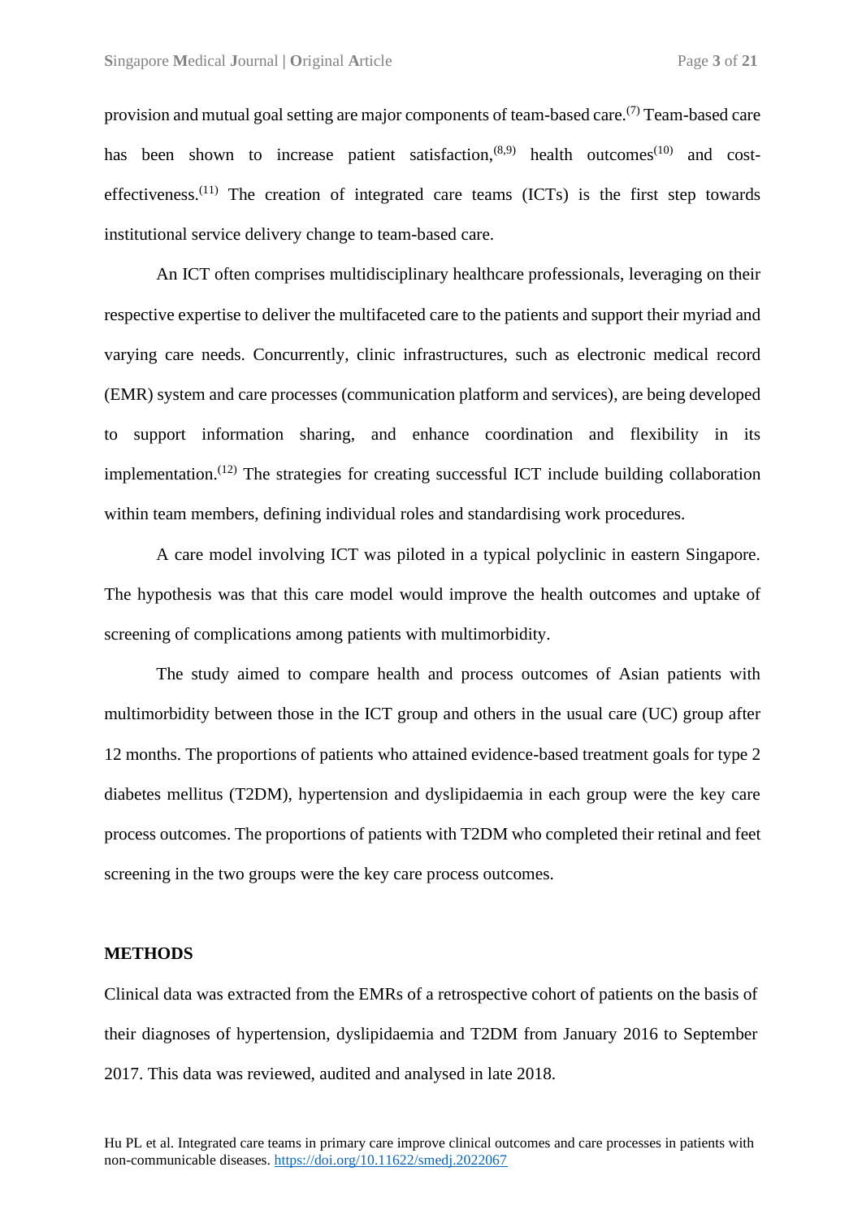provision and mutual goal setting are major components of team-based care.[7] Team-based care has been shown to increase patient satisfaction,[8,9] health outcomes[10] and cost-effectiveness.[11] The creation of integrated care teams (ICTs) is the first step towards institutional service delivery change to team-based care.

An ICT often comprises multidisciplinary healthcare professionals, leveraging on their respective expertise to deliver the multifaceted care to the patients and support their myriad and varying care needs. Concurrently, clinic infrastructures, such as electronic medical record (EMR) system and care processes (communication platform and services), are being developed to support information sharing, and enhance coordination and flexibility in its implementation.[12] The strategies for creating successful ICT include building collaboration within team members, defining individual roles and standardising work procedures.

A care model involving ICT was piloted in a typical polyclinic in eastern Singapore. The hypothesis was that this care model would improve the health outcomes and uptake of screening of complications among patients with multimorbidity.

The study aimed to compare health and process outcomes of Asian patients with multimorbidity between those in the ICT group and others in the usual care (UC) group after 12 months. The proportions of patients who attained evidence-based treatment goals for type 2 diabetes mellitus (T2DM), hypertension and dyslipidaemia in each group were the key care process outcomes. The proportions of patients with T2DM who completed their retinal and feet screening in the two groups were the key care process outcomes.

## METHODS

Clinical data was extracted from the EMRs of a retrospective cohort of patients on the basis of their diagnoses of hypertension, dyslipidaemia and T2DM from January 2016 to September 2017. This data was reviewed, audited and analysed in late 2018.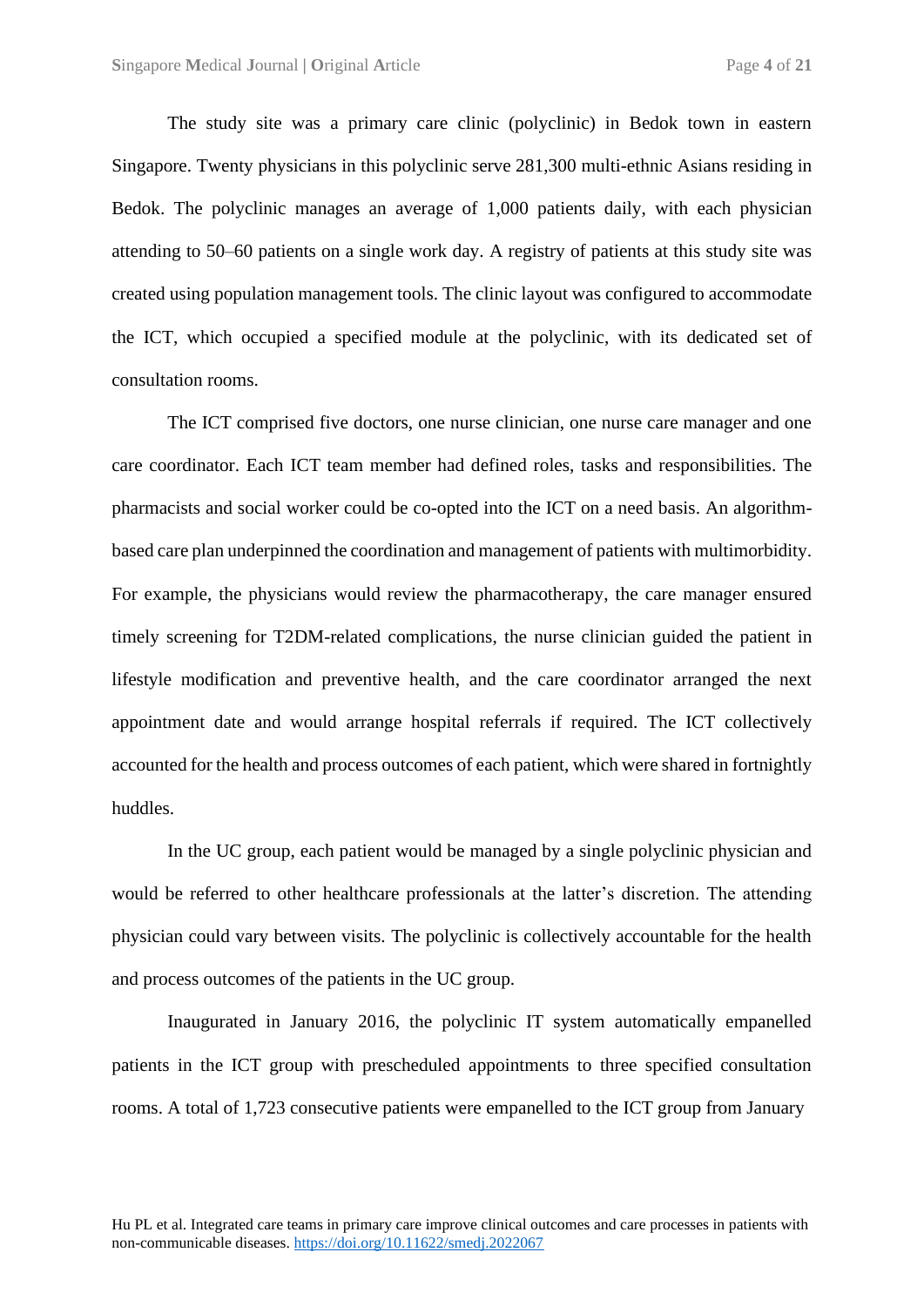The study site was a primary care clinic (polyclinic) in Bedok town in eastern Singapore. Twenty physicians in this polyclinic serve 281,300 multi-ethnic Asians residing in Bedok. The polyclinic manages an average of 1,000 patients daily, with each physician attending to 50–60 patients on a single work day. A registry of patients at this study site was created using population management tools. The clinic layout was configured to accommodate the ICT, which occupied a specified module at the polyclinic, with its dedicated set of consultation rooms.

The ICT comprised five doctors, one nurse clinician, one nurse care manager and one care coordinator. Each ICT team member had defined roles, tasks and responsibilities. The pharmacists and social worker could be co-opted into the ICT on a need basis. An algorithm-based care plan underpinned the coordination and management of patients with multimorbidity. For example, the physicians would review the pharmacotherapy, the care manager ensured timely screening for T2DM-related complications, the nurse clinician guided the patient in lifestyle modification and preventive health, and the care coordinator arranged the next appointment date and would arrange hospital referrals if required. The ICT collectively accounted for the health and process outcomes of each patient, which were shared in fortnightly huddles.

In the UC group, each patient would be managed by a single polyclinic physician and would be referred to other healthcare professionals at the latter's discretion. The attending physician could vary between visits. The polyclinic is collectively accountable for the health and process outcomes of the patients in the UC group.

Inaugurated in January 2016, the polyclinic IT system automatically empanelled patients in the ICT group with prescheduled appointments to three specified consultation rooms. A total of 1,723 consecutive patients were empanelled to the ICT group from January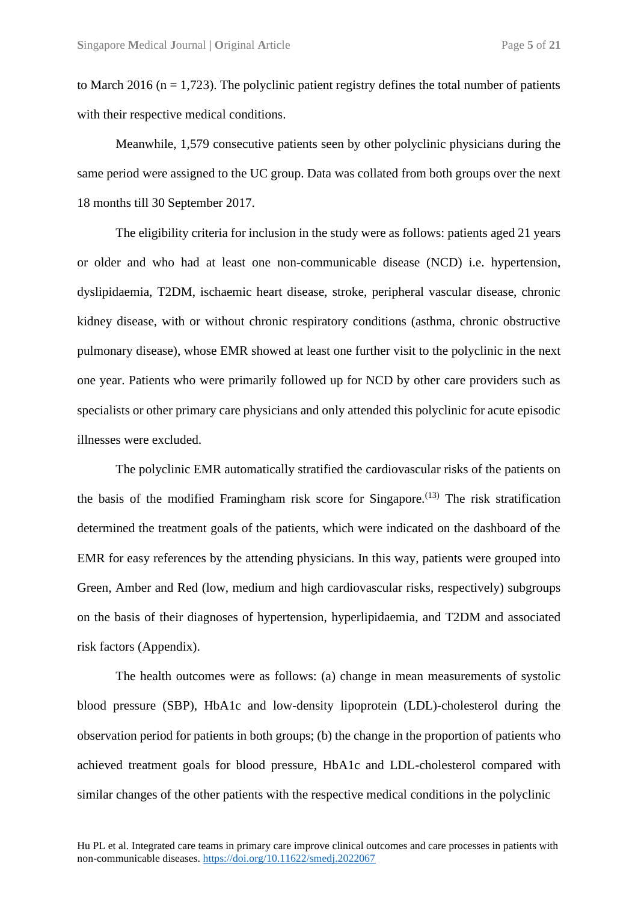to March 2016 (n = 1,723). The polyclinic patient registry defines the total number of patients with their respective medical conditions.

Meanwhile, 1,579 consecutive patients seen by other polyclinic physicians during the same period were assigned to the UC group. Data was collated from both groups over the next 18 months till 30 September 2017.

The eligibility criteria for inclusion in the study were as follows: patients aged 21 years or older and who had at least one non-communicable disease (NCD) i.e. hypertension, dyslipidaemia, T2DM, ischaemic heart disease, stroke, peripheral vascular disease, chronic kidney disease, with or without chronic respiratory conditions (asthma, chronic obstructive pulmonary disease), whose EMR showed at least one further visit to the polyclinic in the next one year. Patients who were primarily followed up for NCD by other care providers such as specialists or other primary care physicians and only attended this polyclinic for acute episodic illnesses were excluded.

The polyclinic EMR automatically stratified the cardiovascular risks of the patients on the basis of the modified Framingham risk score for Singapore.[13] The risk stratification determined the treatment goals of the patients, which were indicated on the dashboard of the EMR for easy references by the attending physicians. In this way, patients were grouped into Green, Amber and Red (low, medium and high cardiovascular risks, respectively) subgroups on the basis of their diagnoses of hypertension, hyperlipidaemia, and T2DM and associated risk factors (Appendix).

The health outcomes were as follows: (a) change in mean measurements of systolic blood pressure (SBP), HbA1c and low-density lipoprotein (LDL)-cholesterol during the observation period for patients in both groups; (b) the change in the proportion of patients who achieved treatment goals for blood pressure, HbA1c and LDL-cholesterol compared with similar changes of the other patients with the respective medical conditions in the polyclinic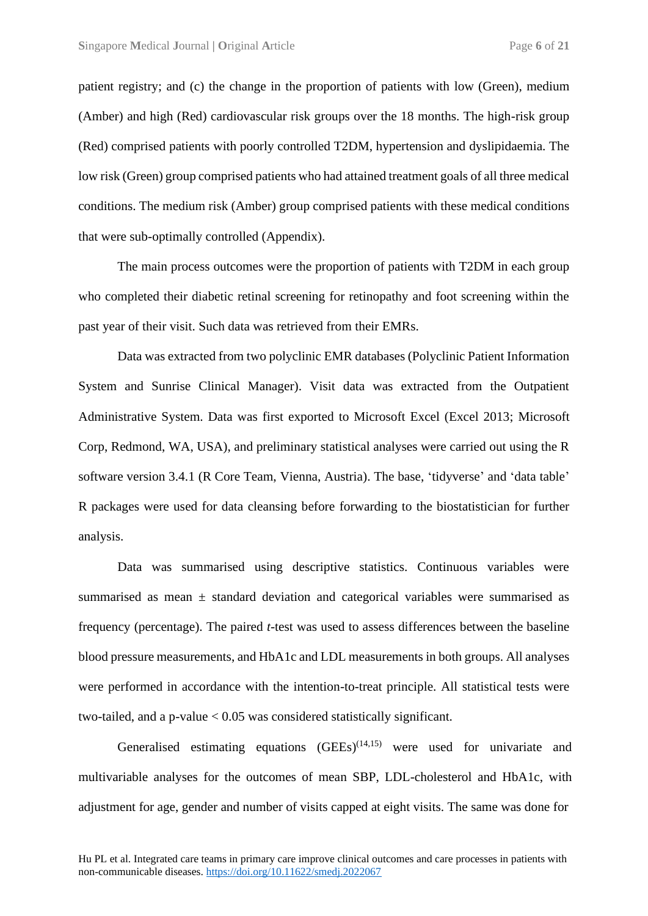patient registry; and (c) the change in the proportion of patients with low (Green), medium (Amber) and high (Red) cardiovascular risk groups over the 18 months. The high-risk group (Red) comprised patients with poorly controlled T2DM, hypertension and dyslipidaemia. The low risk (Green) group comprised patients who had attained treatment goals of all three medical conditions. The medium risk (Amber) group comprised patients with these medical conditions that were sub-optimally controlled (Appendix).

The main process outcomes were the proportion of patients with T2DM in each group who completed their diabetic retinal screening for retinopathy and foot screening within the past year of their visit. Such data was retrieved from their EMRs.

Data was extracted from two polyclinic EMR databases (Polyclinic Patient Information System and Sunrise Clinical Manager). Visit data was extracted from the Outpatient Administrative System. Data was first exported to Microsoft Excel (Excel 2013; Microsoft Corp, Redmond, WA, USA), and preliminary statistical analyses were carried out using the R software version 3.4.1 (R Core Team, Vienna, Austria). The base, 'tidyverse' and 'data table' R packages were used for data cleansing before forwarding to the biostatistician for further analysis.

Data was summarised using descriptive statistics. Continuous variables were summarised as mean ± standard deviation and categorical variables were summarised as frequency (percentage). The paired *t*-test was used to assess differences between the baseline blood pressure measurements, and HbA1c and LDL measurements in both groups. All analyses were performed in accordance with the intention-to-treat principle. All statistical tests were two-tailed, and a p-value < 0.05 was considered statistically significant.

Generalised estimating equations (GEEs)[14,15] were used for univariate and multivariable analyses for the outcomes of mean SBP, LDL-cholesterol and HbA1c, with adjustment for age, gender and number of visits capped at eight visits. The same was done for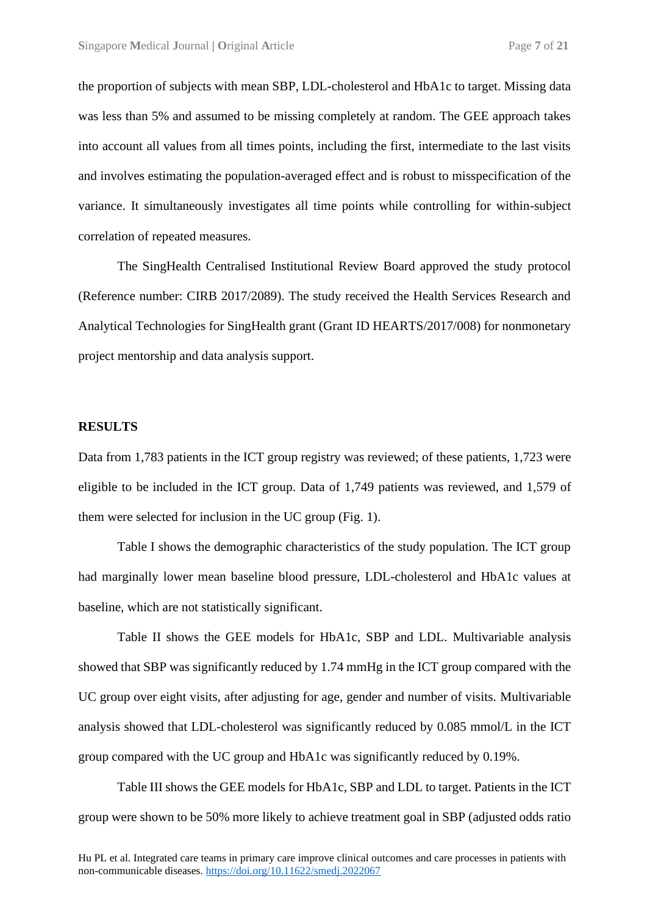the proportion of subjects with mean SBP, LDL-cholesterol and HbA1c to target. Missing data was less than 5% and assumed to be missing completely at random. The GEE approach takes into account all values from all times points, including the first, intermediate to the last visits and involves estimating the population-averaged effect and is robust to misspecification of the variance. It simultaneously investigates all time points while controlling for within-subject correlation of repeated measures.

The SingHealth Centralised Institutional Review Board approved the study protocol (Reference number: CIRB 2017/2089). The study received the Health Services Research and Analytical Technologies for SingHealth grant (Grant ID HEARTS/2017/008) for nonmonetary project mentorship and data analysis support.

## RESULTS

Data from 1,783 patients in the ICT group registry was reviewed; of these patients, 1,723 were eligible to be included in the ICT group. Data of 1,749 patients was reviewed, and 1,579 of them were selected for inclusion in the UC group (Fig. 1).

Table I shows the demographic characteristics of the study population. The ICT group had marginally lower mean baseline blood pressure, LDL-cholesterol and HbA1c values at baseline, which are not statistically significant.

Table II shows the GEE models for HbA1c, SBP and LDL. Multivariable analysis showed that SBP was significantly reduced by 1.74 mmHg in the ICT group compared with the UC group over eight visits, after adjusting for age, gender and number of visits. Multivariable analysis showed that LDL-cholesterol was significantly reduced by 0.085 mmol/L in the ICT group compared with the UC group and HbA1c was significantly reduced by 0.19%.

Table III shows the GEE models for HbA1c, SBP and LDL to target. Patients in the ICT group were shown to be 50% more likely to achieve treatment goal in SBP (adjusted odds ratio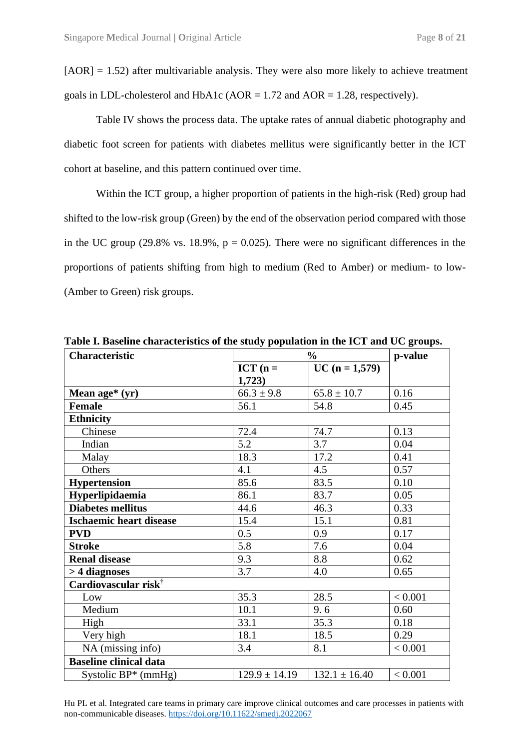[AOR] = 1.52) after multivariable analysis. They were also more likely to achieve treatment goals in LDL-cholesterol and HbA1c (AOR = 1.72 and AOR = 1.28, respectively).

Table IV shows the process data. The uptake rates of annual diabetic photography and diabetic foot screen for patients with diabetes mellitus were significantly better in the ICT cohort at baseline, and this pattern continued over time.

Within the ICT group, a higher proportion of patients in the high-risk (Red) group had shifted to the low-risk group (Green) by the end of the observation period compared with those in the UC group (29.8% vs. 18.9%, p = 0.025). There were no significant differences in the proportions of patients shifting from high to medium (Red to Amber) or medium- to low- (Amber to Green) risk groups.

**Table I. Baseline characteristics of the study population in the ICT and UC groups.**

| Characteristic | % | | p-value |
|---|---|---|---|
| | ICT (n = 1,723) | UC (n = 1,579) | |
| **Mean age* (yr)** | 66.3 ± 9.8 | 65.8 ± 10.7 | 0.16 |
| **Female** | 56.1 | 54.8 | 0.45 |
| **Ethnicity** | | | |
| Chinese | 72.4 | 74.7 | 0.13 |
| Indian | 5.2 | 3.7 | 0.04 |
| Malay | 18.3 | 17.2 | 0.41 |
| Others | 4.1 | 4.5 | 0.57 |
| **Hypertension** | 85.6 | 83.5 | 0.10 |
| **Hyperlipidaemia** | 86.1 | 83.7 | 0.05 |
| **Diabetes mellitus** | 44.6 | 46.3 | 0.33 |
| **Ischaemic heart disease** | 15.4 | 15.1 | 0.81 |
| **PVD** | 0.5 | 0.9 | 0.17 |
| **Stroke** | 5.8 | 7.6 | 0.04 |
| **Renal disease** | 9.3 | 8.8 | 0.62 |
| **> 4 diagnoses** | 3.7 | 4.0 | 0.65 |
| **Cardiovascular risk**[†] | | | |
| Low | 35.3 | 28.5 | < 0.001 |
| Medium | 10.1 | 9. 6 | 0.60 |
| High | 33.1 | 35.3 | 0.18 |
| Very high | 18.1 | 18.5 | 0.29 |
| NA (missing info) | 3.4 | 8.1 | < 0.001 |
| **Baseline clinical data** | | | |
| Systolic BP* (mmHg) | 129.9 ± 14.19 | 132.1 ± 16.40 | < 0.001 |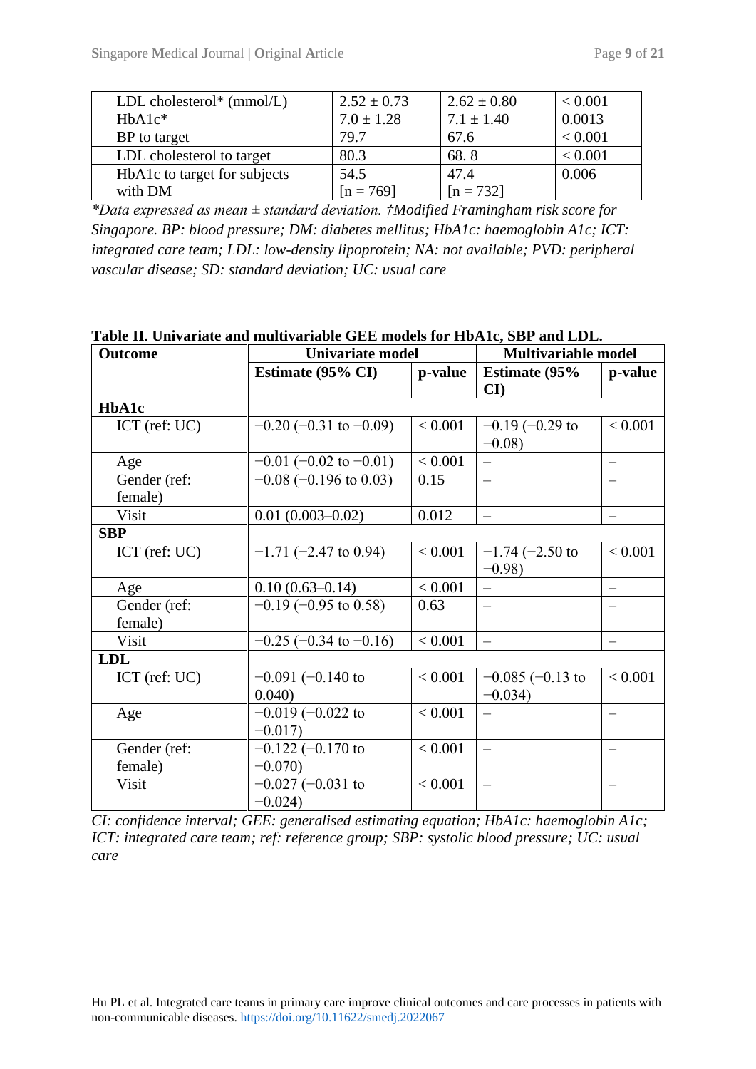| LDL cholesterol* (mmol/L) | 2.52 ± 0.73 | 2.62 ± 0.80 | < 0.001 |
|---|---|---|---|
| HbA1c* | 7.0 ± 1.28 | 7.1 ± 1.40 | 0.0013 |
| BP to target | 79.7 | 67.6 | < 0.001 |
| LDL cholesterol to target | 80.3 | 68. 8 | < 0.001 |
| HbA1c to target for subjects with DM | 54.5 [n = 769] | 47.4 [n = 732] | 0.006 |

*\*Data expressed as mean ± standard deviation. †Modified Framingham risk score for Singapore. BP: blood pressure; DM: diabetes mellitus; HbA1c: haemoglobin A1c; ICT: integrated care team; LDL: low-density lipoprotein; NA: not available; PVD: peripheral vascular disease; SD: standard deviation; UC: usual care*

**Table II. Univariate and multivariable GEE models for HbA1c, SBP and LDL.**

| Outcome | Univariate model | | Multivariable model | |
|---|---|---|---|---|
| | **Estimate (95% CI)** | **p-value** | **Estimate (95% CI)** | **p-value** |
| **HbA1c** | | | | |
| ICT (ref: UC) | −0.20 (−0.31 to −0.09) | < 0.001 | −0.19 (−0.29 to −0.08) | < 0.001 |
| Age | −0.01 (−0.02 to −0.01) | < 0.001 | – | – |
| Gender (ref: female) | −0.08 (−0.196 to 0.03) | 0.15 | – | – |
| Visit | 0.01 (0.003–0.02) | 0.012 | – | – |
| **SBP** | | | | |
| ICT (ref: UC) | −1.71 (−2.47 to 0.94) | < 0.001 | −1.74 (−2.50 to −0.98) | < 0.001 |
| Age | 0.10 (0.63–0.14) | < 0.001 | – | – |
| Gender (ref: female) | −0.19 (−0.95 to 0.58) | 0.63 | – | – |
| Visit | −0.25 (−0.34 to −0.16) | < 0.001 | – | – |
| **LDL** | | | | |
| ICT (ref: UC) | −0.091 (−0.140 to 0.040) | < 0.001 | −0.085 (−0.13 to −0.034) | < 0.001 |
| Age | −0.019 (−0.022 to −0.017) | < 0.001 | – | – |
| Gender (ref: female) | −0.122 (−0.170 to −0.070) | < 0.001 | – | – |
| Visit | −0.027 (−0.031 to −0.024) | < 0.001 | – | – |

*CI: confidence interval; GEE: generalised estimating equation; HbA1c: haemoglobin A1c; ICT: integrated care team; ref: reference group; SBP: systolic blood pressure; UC: usual care*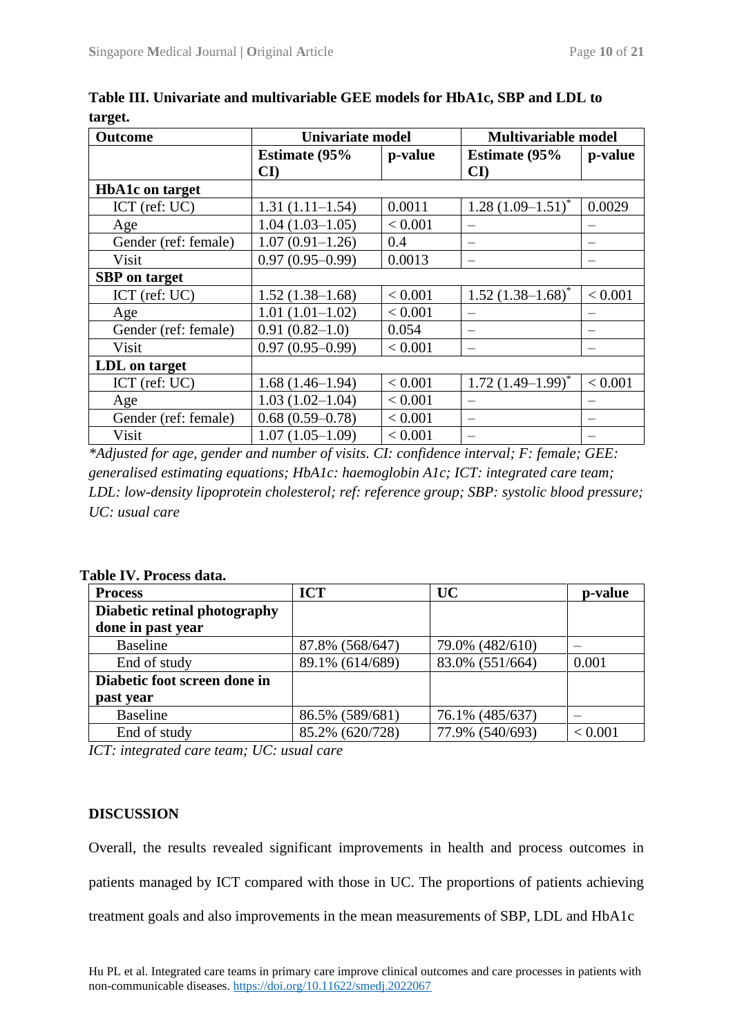**Table III. Univariate and multivariable GEE models for HbA1c, SBP and LDL to target.**

| Outcome | Univariate model | | Multivariable model | |
|---|---|---|---|---|
| | Estimate (95% CI) | p-value | Estimate (95% CI) | p-value |
| **HbA1c on target** | | | | |
| ICT (ref: UC) | 1.31 (1.11–1.54) | 0.0011 | 1.28 (1.09–1.51)* | 0.0029 |
| Age | 1.04 (1.03–1.05) | < 0.001 | – | – |
| Gender (ref: female) | 1.07 (0.91–1.26) | 0.4 | – | – |
| Visit | 0.97 (0.95–0.99) | 0.0013 | – | – |
| **SBP on target** | | | | |
| ICT (ref: UC) | 1.52 (1.38–1.68) | < 0.001 | 1.52 (1.38–1.68)* | < 0.001 |
| Age | 1.01 (1.01–1.02) | < 0.001 | – | – |
| Gender (ref: female) | 0.91 (0.82–1.0) | 0.054 | – | – |
| Visit | 0.97 (0.95–0.99) | < 0.001 | – | – |
| **LDL on target** | | | | |
| ICT (ref: UC) | 1.68 (1.46–1.94) | < 0.001 | 1.72 (1.49–1.99)* | < 0.001 |
| Age | 1.03 (1.02–1.04) | < 0.001 | – | – |
| Gender (ref: female) | 0.68 (0.59–0.78) | < 0.001 | – | – |
| Visit | 1.07 (1.05–1.09) | < 0.001 | – | – |

*\*Adjusted for age, gender and number of visits. CI: confidence interval; F: female; GEE: generalised estimating equations; HbA1c: haemoglobin A1c; ICT: integrated care team; LDL: low-density lipoprotein cholesterol; ref: reference group; SBP: systolic blood pressure; UC: usual care*

**Table IV. Process data.**

| Process | ICT | UC | p-value |
|---|---|---|---|
| **Diabetic retinal photography done in past year** | | | |
| Baseline | 87.8% (568/647) | 79.0% (482/610) | – |
| End of study | 89.1% (614/689) | 83.0% (551/664) | 0.001 |
| **Diabetic foot screen done in past year** | | | |
| Baseline | 86.5% (589/681) | 76.1% (485/637) | – |
| End of study | 85.2% (620/728) | 77.9% (540/693) | < 0.001 |

*ICT: integrated care team; UC: usual care*

## DISCUSSION

Overall, the results revealed significant improvements in health and process outcomes in patients managed by ICT compared with those in UC. The proportions of patients achieving treatment goals and also improvements in the mean measurements of SBP, LDL and HbA1c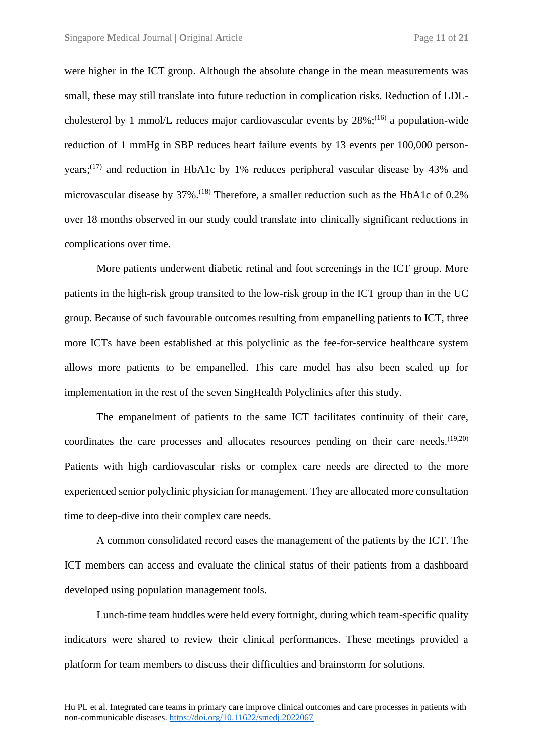were higher in the ICT group. Although the absolute change in the mean measurements was small, these may still translate into future reduction in complication risks. Reduction of LDL-cholesterol by 1 mmol/L reduces major cardiovascular events by 28%;[16] a population-wide reduction of 1 mmHg in SBP reduces heart failure events by 13 events per 100,000 person-years;[17] and reduction in HbA1c by 1% reduces peripheral vascular disease by 43% and microvascular disease by 37%.[18] Therefore, a smaller reduction such as the HbA1c of 0.2% over 18 months observed in our study could translate into clinically significant reductions in complications over time.

More patients underwent diabetic retinal and foot screenings in the ICT group. More patients in the high-risk group transited to the low-risk group in the ICT group than in the UC group. Because of such favourable outcomes resulting from empanelling patients to ICT, three more ICTs have been established at this polyclinic as the fee-for-service healthcare system allows more patients to be empanelled. This care model has also been scaled up for implementation in the rest of the seven SingHealth Polyclinics after this study.

The empanelment of patients to the same ICT facilitates continuity of their care, coordinates the care processes and allocates resources pending on their care needs.[19,20] Patients with high cardiovascular risks or complex care needs are directed to the more experienced senior polyclinic physician for management. They are allocated more consultation time to deep-dive into their complex care needs.

A common consolidated record eases the management of the patients by the ICT. The ICT members can access and evaluate the clinical status of their patients from a dashboard developed using population management tools.

Lunch-time team huddles were held every fortnight, during which team-specific quality indicators were shared to review their clinical performances. These meetings provided a platform for team members to discuss their difficulties and brainstorm for solutions.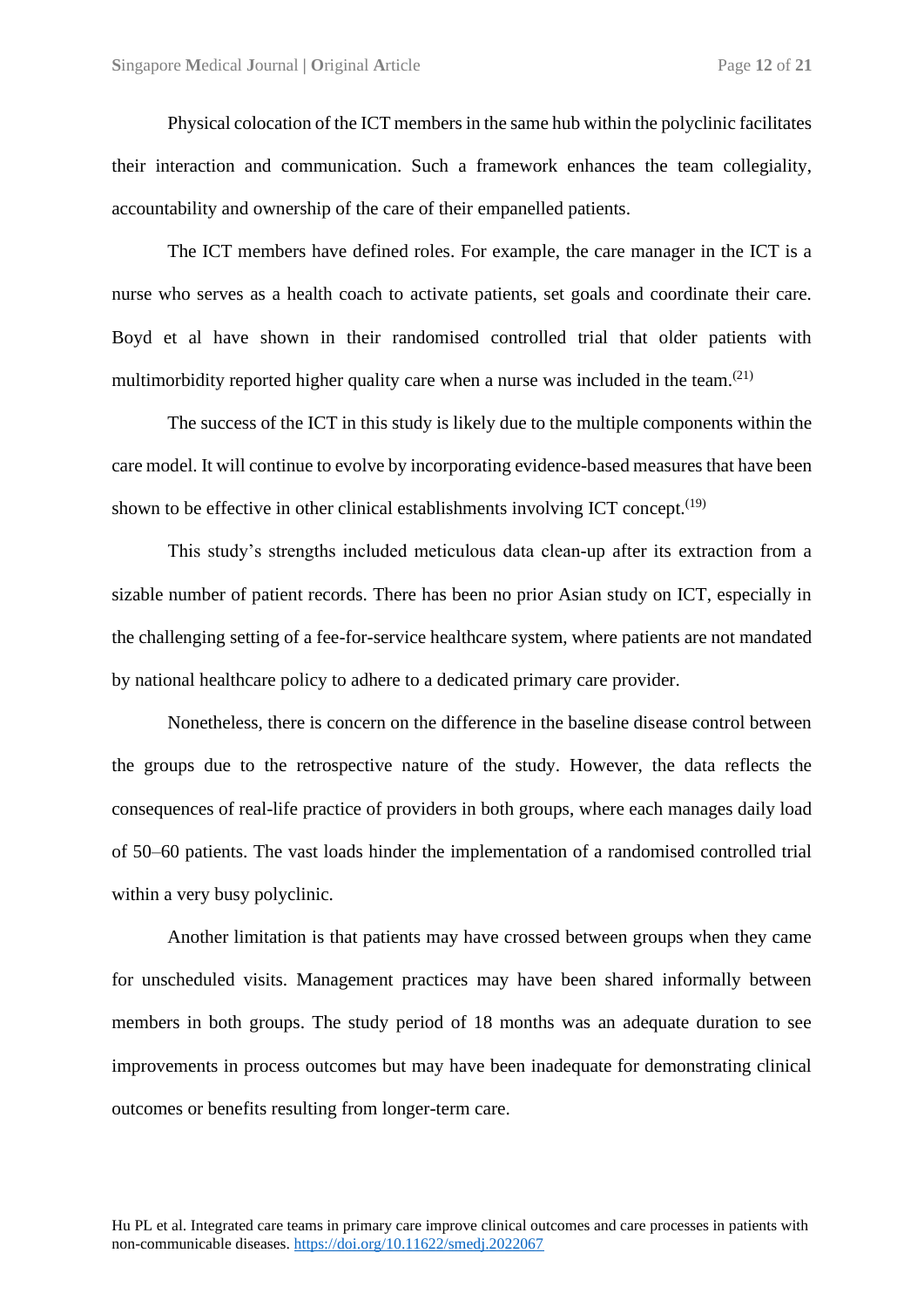Physical colocation of the ICT members in the same hub within the polyclinic facilitates their interaction and communication. Such a framework enhances the team collegiality, accountability and ownership of the care of their empanelled patients.

The ICT members have defined roles. For example, the care manager in the ICT is a nurse who serves as a health coach to activate patients, set goals and coordinate their care. Boyd et al have shown in their randomised controlled trial that older patients with multimorbidity reported higher quality care when a nurse was included in the team.[21]

The success of the ICT in this study is likely due to the multiple components within the care model. It will continue to evolve by incorporating evidence-based measures that have been shown to be effective in other clinical establishments involving ICT concept.[19]

This study's strengths included meticulous data clean-up after its extraction from a sizable number of patient records. There has been no prior Asian study on ICT, especially in the challenging setting of a fee-for-service healthcare system, where patients are not mandated by national healthcare policy to adhere to a dedicated primary care provider.

Nonetheless, there is concern on the difference in the baseline disease control between the groups due to the retrospective nature of the study. However, the data reflects the consequences of real-life practice of providers in both groups, where each manages daily load of 50–60 patients. The vast loads hinder the implementation of a randomised controlled trial within a very busy polyclinic.

Another limitation is that patients may have crossed between groups when they came for unscheduled visits. Management practices may have been shared informally between members in both groups. The study period of 18 months was an adequate duration to see improvements in process outcomes but may have been inadequate for demonstrating clinical outcomes or benefits resulting from longer-term care.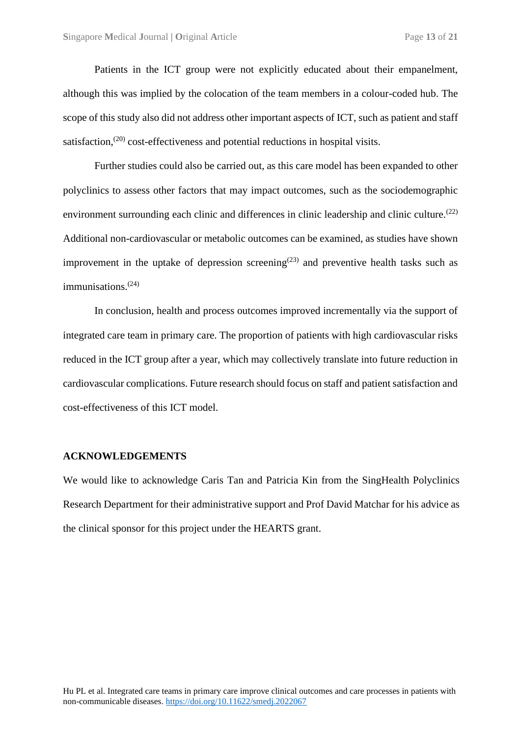Patients in the ICT group were not explicitly educated about their empanelment, although this was implied by the colocation of the team members in a colour-coded hub. The scope of this study also did not address other important aspects of ICT, such as patient and staff satisfaction,[20] cost-effectiveness and potential reductions in hospital visits.

Further studies could also be carried out, as this care model has been expanded to other polyclinics to assess other factors that may impact outcomes, such as the sociodemographic environment surrounding each clinic and differences in clinic leadership and clinic culture.[22] Additional non-cardiovascular or metabolic outcomes can be examined, as studies have shown improvement in the uptake of depression screening[23] and preventive health tasks such as immunisations.[24]

In conclusion, health and process outcomes improved incrementally via the support of integrated care team in primary care. The proportion of patients with high cardiovascular risks reduced in the ICT group after a year, which may collectively translate into future reduction in cardiovascular complications. Future research should focus on staff and patient satisfaction and cost-effectiveness of this ICT model.

## ACKNOWLEDGEMENTS

We would like to acknowledge Caris Tan and Patricia Kin from the SingHealth Polyclinics Research Department for their administrative support and Prof David Matchar for his advice as the clinical sponsor for this project under the HEARTS grant.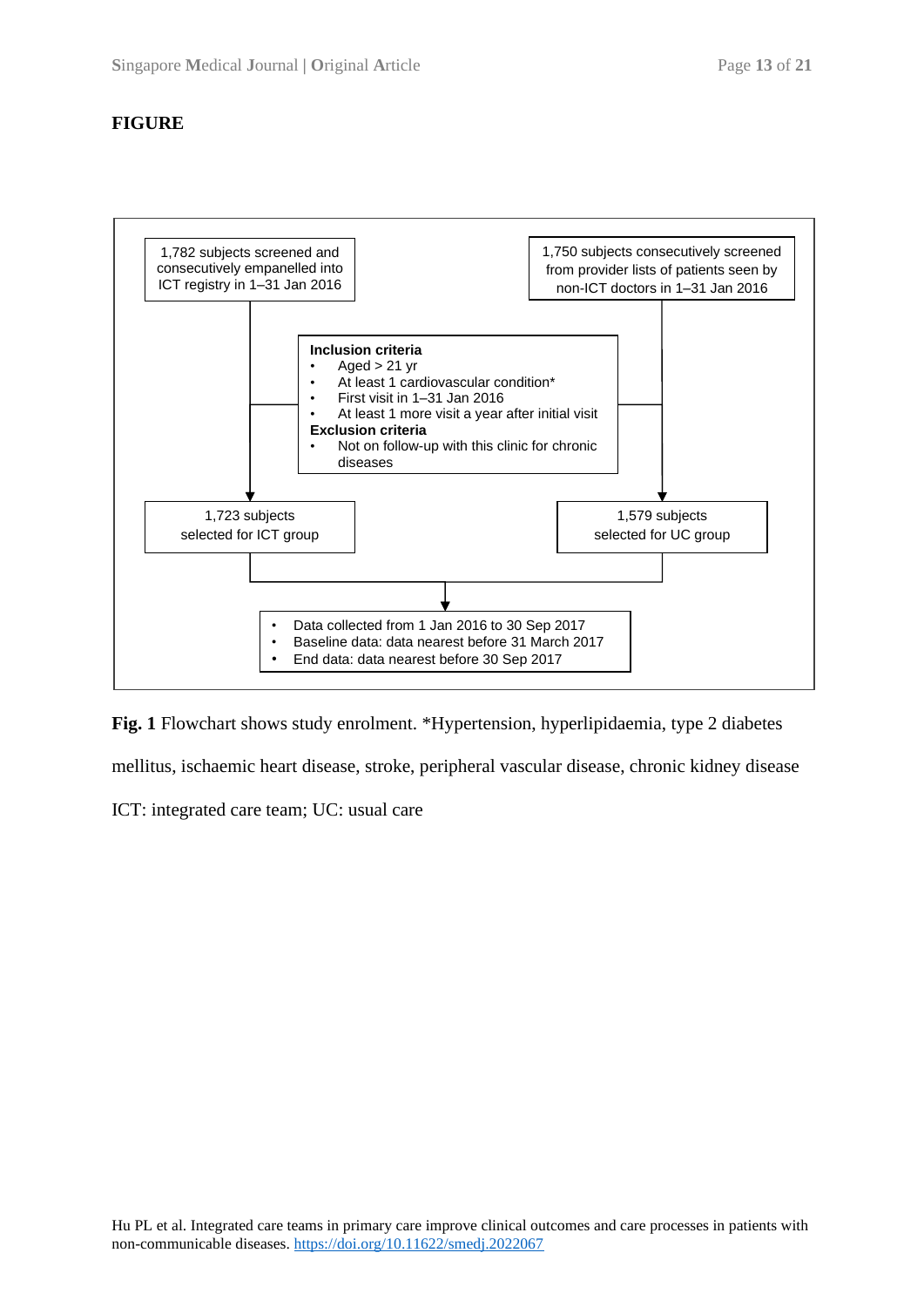## FIGURE

1,782 subjects screened and consecutively empanelled into ICT registry in 1–31 Jan 2016

1,750 subjects consecutively screened from provider lists of patients seen by non-ICT doctors in 1–31 Jan 2016

**Inclusion criteria**
- Aged > 21 yr
- At least 1 cardiovascular condition*
- First visit in 1–31 Jan 2016
- At least 1 more visit a year after initial visit

**Exclusion criteria**
- Not on follow-up with this clinic for chronic diseases

1,723 subjects selected for ICT group

1,579 subjects selected for UC group

- Data collected from 1 Jan 2016 to 30 Sep 2017
- Baseline data: data nearest before 31 March 2017
- End data: data nearest before 30 Sep 2017

**Fig. 1** Flowchart shows study enrolment. *Hypertension, hyperlipidaemia, type 2 diabetes mellitus, ischaemic heart disease, stroke, peripheral vascular disease, chronic kidney disease

ICT: integrated care team; UC: usual care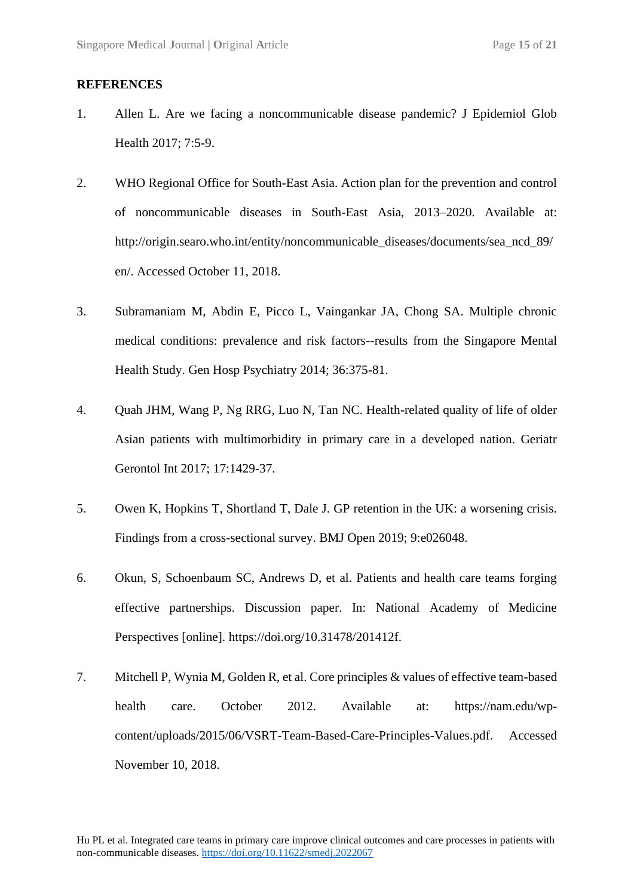## REFERENCES

1. Allen L. Are we facing a noncommunicable disease pandemic? J Epidemiol Glob Health 2017; 7:5-9.

2. WHO Regional Office for South-East Asia. Action plan for the prevention and control of noncommunicable diseases in South-East Asia, 2013–2020. Available at: http://origin.searo.who.int/entity/noncommunicable_diseases/documents/sea_ncd_89/en/. Accessed October 11, 2018.

3. Subramaniam M, Abdin E, Picco L, Vaingankar JA, Chong SA. Multiple chronic medical conditions: prevalence and risk factors--results from the Singapore Mental Health Study. Gen Hosp Psychiatry 2014; 36:375-81.

4. Quah JHM, Wang P, Ng RRG, Luo N, Tan NC. Health-related quality of life of older Asian patients with multimorbidity in primary care in a developed nation. Geriatr Gerontol Int 2017; 17:1429-37.

5. Owen K, Hopkins T, Shortland T, Dale J. GP retention in the UK: a worsening crisis. Findings from a cross-sectional survey. BMJ Open 2019; 9:e026048.

6. Okun, S, Schoenbaum SC, Andrews D, et al. Patients and health care teams forging effective partnerships. Discussion paper. In: National Academy of Medicine Perspectives [online]. https://doi.org/10.31478/201412f.

7. Mitchell P, Wynia M, Golden R, et al. Core principles & values of effective team-based health care. October 2012. Available at: https://nam.edu/wp-content/uploads/2015/06/VSRT-Team-Based-Care-Principles-Values.pdf. Accessed November 10, 2018.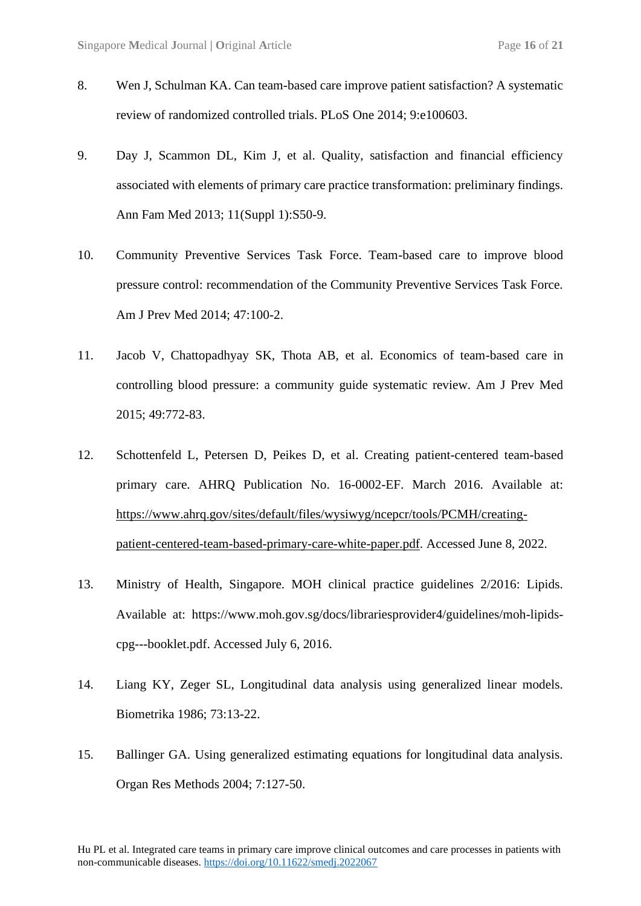8. Wen J, Schulman KA. Can team-based care improve patient satisfaction? A systematic review of randomized controlled trials. PLoS One 2014; 9:e100603.

9. Day J, Scammon DL, Kim J, et al. Quality, satisfaction and financial efficiency associated with elements of primary care practice transformation: preliminary findings. Ann Fam Med 2013; 11(Suppl 1):S50-9.

10. Community Preventive Services Task Force. Team-based care to improve blood pressure control: recommendation of the Community Preventive Services Task Force. Am J Prev Med 2014; 47:100-2.

11. Jacob V, Chattopadhyay SK, Thota AB, et al. Economics of team-based care in controlling blood pressure: a community guide systematic review. Am J Prev Med 2015; 49:772-83.

12. Schottenfeld L, Petersen D, Peikes D, et al. Creating patient-centered team-based primary care. AHRQ Publication No. 16-0002-EF. March 2016. Available at: https://www.ahrq.gov/sites/default/files/wysiwyg/ncepcr/tools/PCMH/creating-patient-centered-team-based-primary-care-white-paper.pdf. Accessed June 8, 2022.

13. Ministry of Health, Singapore. MOH clinical practice guidelines 2/2016: Lipids. Available at: https://www.moh.gov.sg/docs/librariesprovider4/guidelines/moh-lipids-cpg---booklet.pdf. Accessed July 6, 2016.

14. Liang KY, Zeger SL, Longitudinal data analysis using generalized linear models. Biometrika 1986; 73:13-22.

15. Ballinger GA. Using generalized estimating equations for longitudinal data analysis. Organ Res Methods 2004; 7:127-50.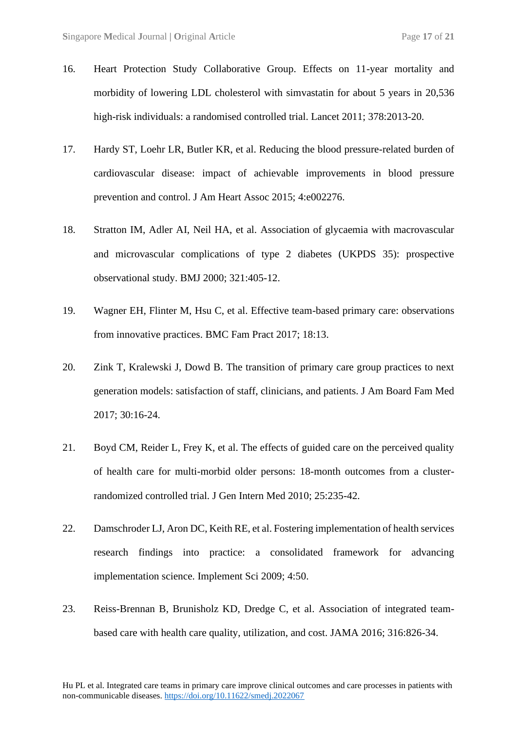16. Heart Protection Study Collaborative Group. Effects on 11-year mortality and morbidity of lowering LDL cholesterol with simvastatin for about 5 years in 20,536 high-risk individuals: a randomised controlled trial. Lancet 2011; 378:2013-20.

17. Hardy ST, Loehr LR, Butler KR, et al. Reducing the blood pressure-related burden of cardiovascular disease: impact of achievable improvements in blood pressure prevention and control. J Am Heart Assoc 2015; 4:e002276.

18. Stratton IM, Adler AI, Neil HA, et al. Association of glycaemia with macrovascular and microvascular complications of type 2 diabetes (UKPDS 35): prospective observational study. BMJ 2000; 321:405-12.

19. Wagner EH, Flinter M, Hsu C, et al. Effective team-based primary care: observations from innovative practices. BMC Fam Pract 2017; 18:13.

20. Zink T, Kralewski J, Dowd B. The transition of primary care group practices to next generation models: satisfaction of staff, clinicians, and patients. J Am Board Fam Med 2017; 30:16-24.

21. Boyd CM, Reider L, Frey K, et al. The effects of guided care on the perceived quality of health care for multi-morbid older persons: 18-month outcomes from a cluster-randomized controlled trial. J Gen Intern Med 2010; 25:235-42.

22. Damschroder LJ, Aron DC, Keith RE, et al. Fostering implementation of health services research findings into practice: a consolidated framework for advancing implementation science. Implement Sci 2009; 4:50.

23. Reiss-Brennan B, Brunisholz KD, Dredge C, et al. Association of integrated team-based care with health care quality, utilization, and cost. JAMA 2016; 316:826-34.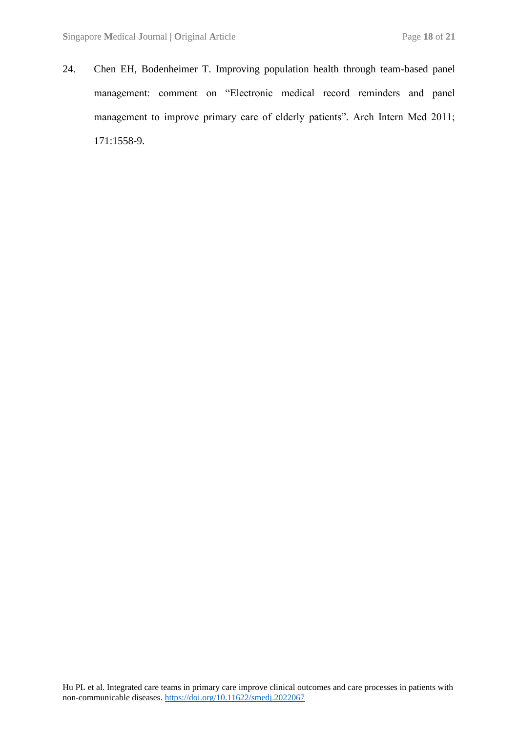24. Chen EH, Bodenheimer T. Improving population health through team-based panel management: comment on "Electronic medical record reminders and panel management to improve primary care of elderly patients". Arch Intern Med 2011; 171:1558-9.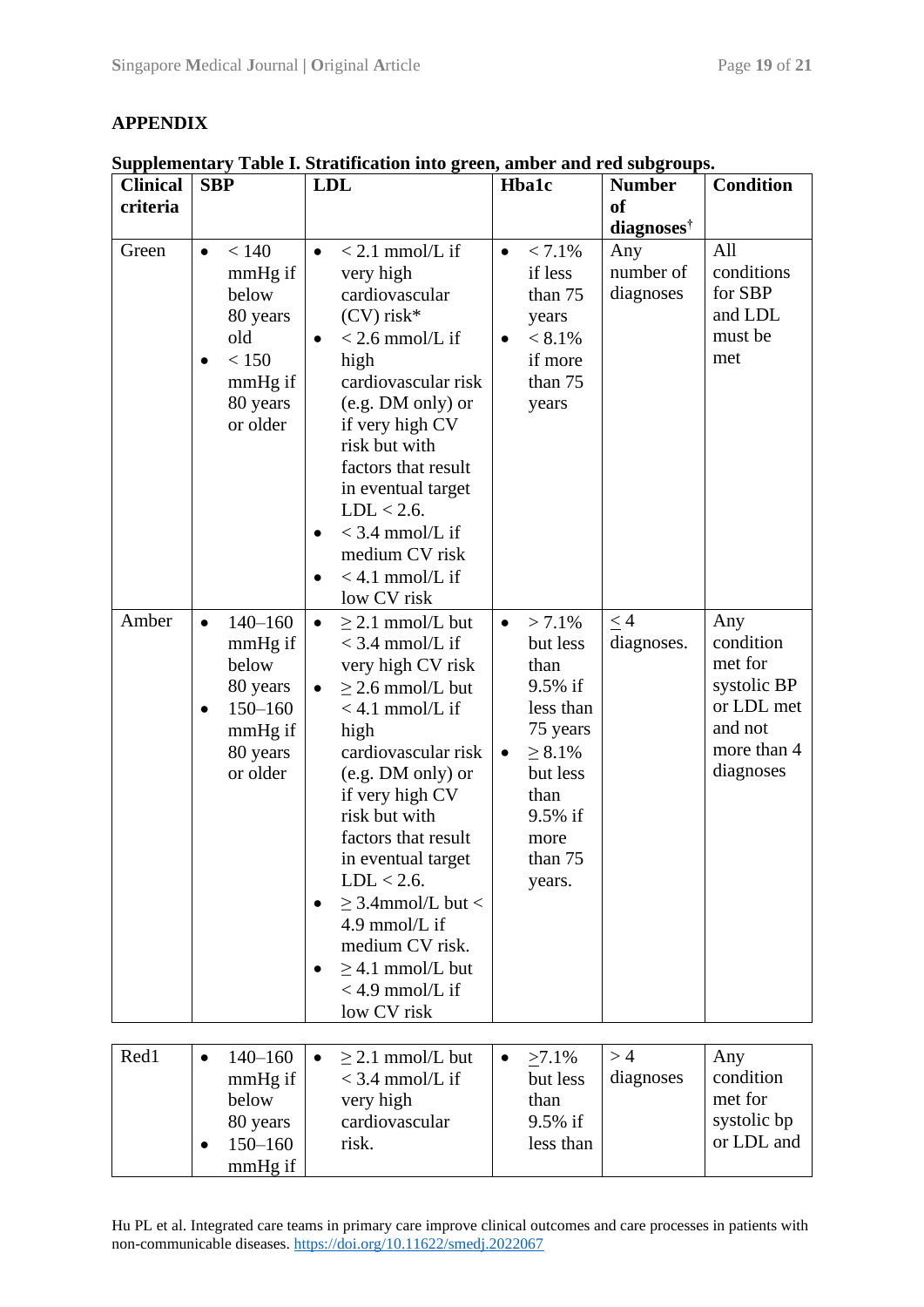## APPENDIX

**Supplementary Table I. Stratification into green, amber and red subgroups.**

| Clinical criteria | SBP | LDL | Hba1c | Number of diagnoses† | Condition |
|---|---|---|---|---|---|
| Green | • < 140 mmHg if below 80 years old<br>• < 150 mmHg if 80 years or older | • < 2.1 mmol/L if very high cardiovascular (CV) risk*<br>• < 2.6 mmol/L if high cardiovascular risk (e.g. DM only) or if very high CV risk but with factors that result in eventual target LDL < 2.6.<br>• < 3.4 mmol/L if medium CV risk<br>• < 4.1 mmol/L if low CV risk | • < 7.1% if less than 75 years<br>• < 8.1% if more than 75 years | Any number of diagnoses | All conditions for SBP and LDL must be met |
| Amber | • 140–160 mmHg if below 80 years<br>• 150–160 mmHg if 80 years or older | • ≥ 2.1 mmol/L but < 3.4 mmol/L if very high CV risk<br>• ≥ 2.6 mmol/L but < 4.1 mmol/L if high cardiovascular risk (e.g. DM only) or if very high CV risk but with factors that result in eventual target LDL < 2.6.<br>• ≥ 3.4mmol/L but < 4.9 mmol/L if medium CV risk.<br>• ≥ 4.1 mmol/L but < 4.9 mmol/L if low CV risk | • > 7.1% but less than 9.5% if less than 75 years<br>• ≥ 8.1% but less than 9.5% if more than 75 years. | ≤ 4 diagnoses. | Any condition met for systolic BP or LDL met and not more than 4 diagnoses |
| Red1 | • 140–160 mmHg if below 80 years<br>• 150–160 mmHg if | • ≥ 2.1 mmol/L but < 3.4 mmol/L if very high cardiovascular risk. | • ≥7.1% but less than 9.5% if less than | > 4 diagnoses | Any condition met for systolic bp or LDL and |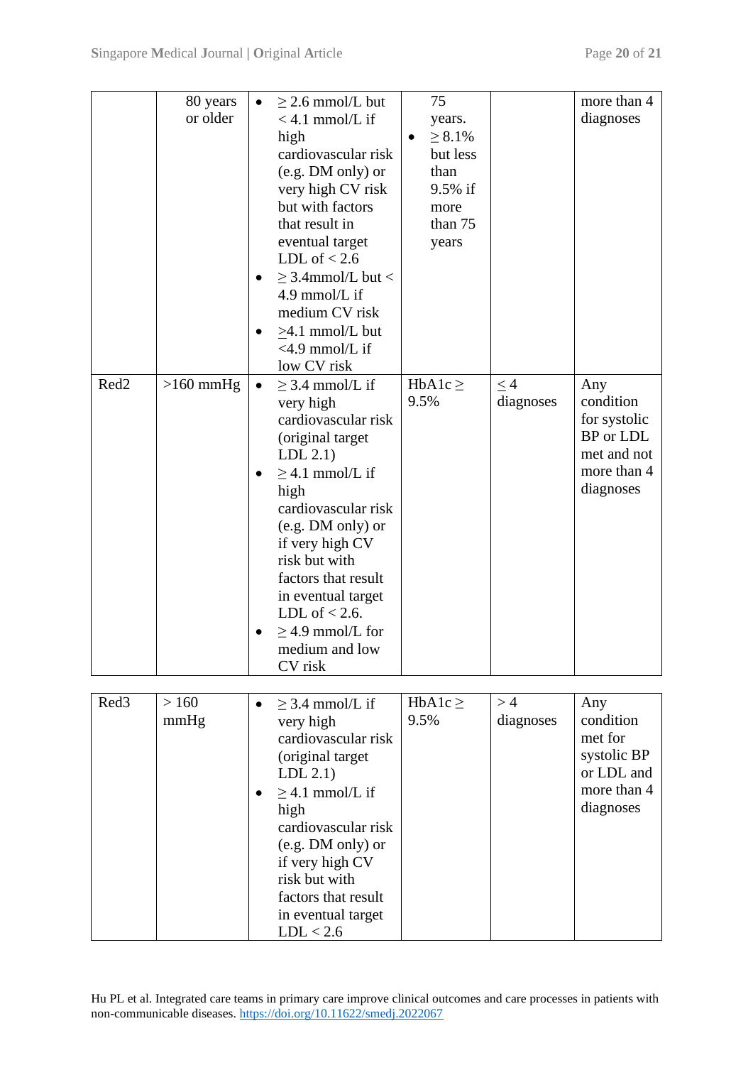|  | 80 years or older | • ≥ 2.6 mmol/L but < 4.1 mmol/L if high cardiovascular risk (e.g. DM only) or very high CV risk but with factors that result in eventual target LDL of < 2.6<br>• ≥ 3.4mmol/L but < 4.9 mmol/L if medium CV risk<br>• ≥4.1 mmol/L but <4.9 mmol/L if low CV risk | 75 years.<br>• ≥ 8.1% but less than 9.5% if more than 75 years |  | more than 4 diagnoses |
|---|---|---|---|---|---|
| Red2 | >160 mmHg | • ≥ 3.4 mmol/L if very high cardiovascular risk (original target LDL 2.1)<br>• ≥ 4.1 mmol/L if high cardiovascular risk (e.g. DM only) or if very high CV risk but with factors that result in eventual target LDL of < 2.6.<br>• ≥ 4.9 mmol/L for medium and low CV risk | HbA1c ≥ 9.5% | ≤ 4 diagnoses | Any condition for systolic BP or LDL met and not more than 4 diagnoses |
| Red3 | > 160 mmHg | • ≥ 3.4 mmol/L if very high cardiovascular risk (original target LDL 2.1)<br>• ≥ 4.1 mmol/L if high cardiovascular risk (e.g. DM only) or if very high CV risk but with factors that result in eventual target LDL < 2.6 | HbA1c ≥ 9.5% | > 4 diagnoses | Any condition met for systolic BP or LDL and more than 4 diagnoses |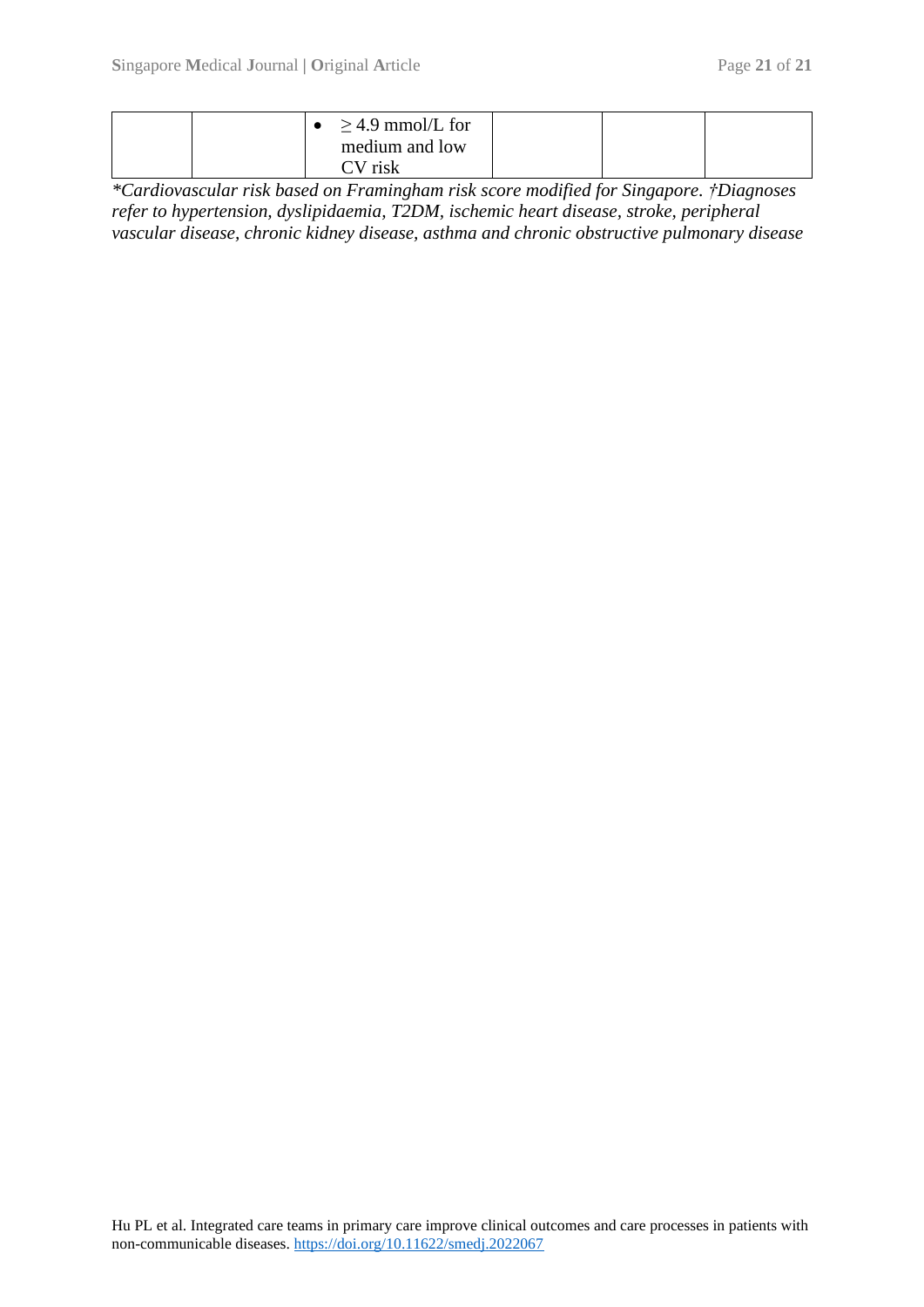| | | | | | |
|---|---|---|---|---|---|
| | | • $\geq$ 4.9 mmol/L for medium and low CV risk | | | |

*\*Cardiovascular risk based on Framingham risk score modified for Singapore. †Diagnoses refer to hypertension, dyslipidaemia, T2DM, ischemic heart disease, stroke, peripheral vascular disease, chronic kidney disease, asthma and chronic obstructive pulmonary disease*